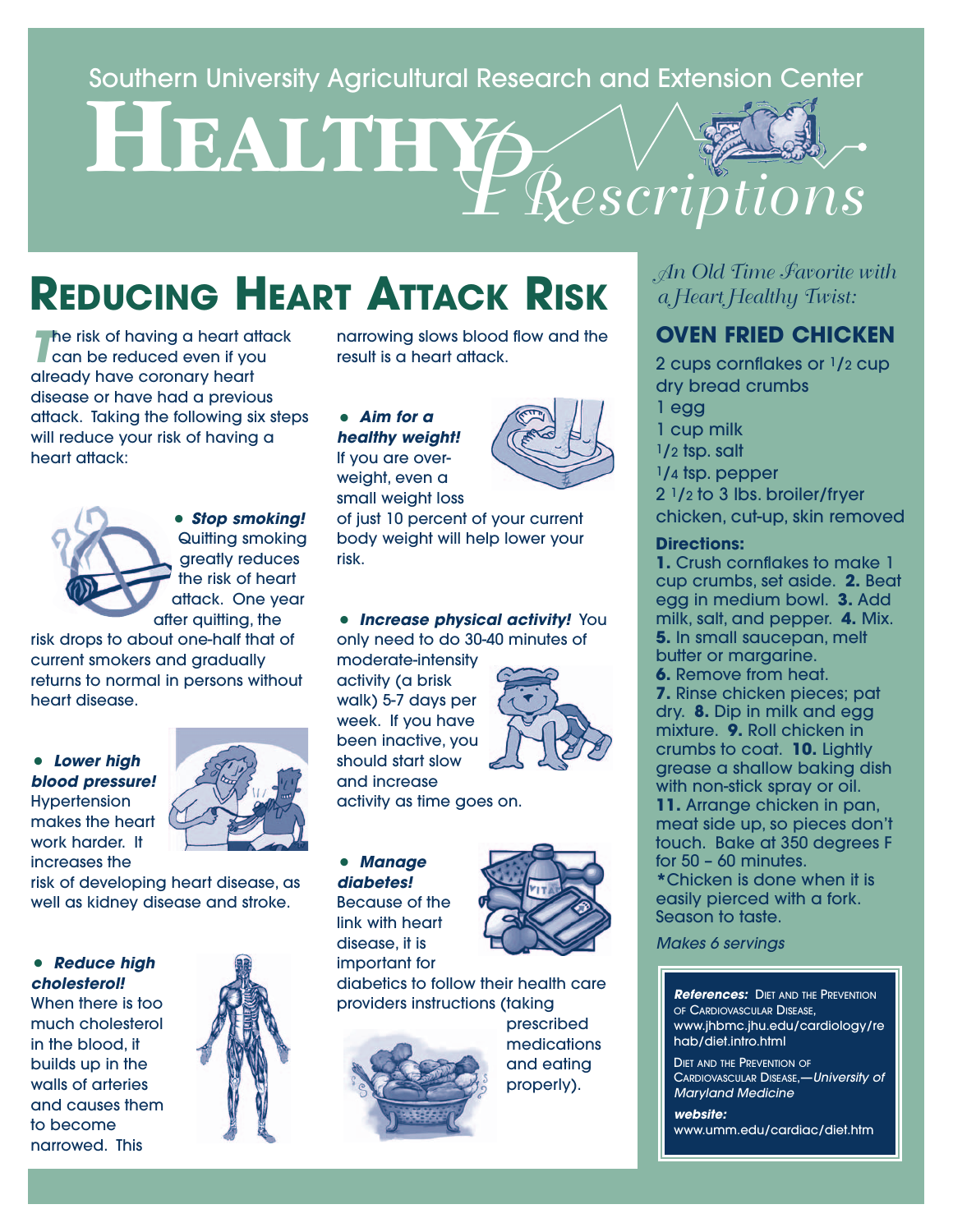Southern University Agricultural Research and Extension Center

# HEALTHY PRescriptions

## REDUCING HEART ATTACK RISK

The risk of having a heart attack can be reduced even if you already have coronary heart disease or have had a previous attack. Taking the following six steps will reduce your risk of having a heart attack:

- ***Stop smoking!*** Quitting smoking greatly reduces the risk of heart attack. One year after quitting, the risk drops to about one-half that of current smokers and gradually returns to normal in persons without heart disease.

- ***Lower high blood pressure!*** Hypertension makes the heart work harder. It increases the risk of developing heart disease, as well as kidney disease and stroke.

- ***Reduce high cholesterol!*** When there is too much cholesterol in the blood, it builds up in the walls of arteries and causes them to become narrowed. This narrowing slows blood flow and the result is a heart attack.

- ***Aim for a healthy weight!*** If you are overweight, even a small weight loss of just 10 percent of your current body weight will help lower your risk.

- ***Increase physical activity!*** You only need to do 30-40 minutes of moderate-intensity activity (a brisk walk) 5-7 days per week. If you have been inactive, you should start slow and increase activity as time goes on.

- ***Manage diabetes!*** Because of the link with heart disease, it is important for diabetics to follow their health care providers instructions (taking prescribed medications and eating properly).

*An Old Time Favorite with a Heart Healthy Twist:*

## OVEN FRIED CHICKEN

2 cups cornflakes or 1/2 cup dry bread crumbs
1 egg
1 cup milk
1/2 tsp. salt
1/4 tsp. pepper
2 1/2 to 3 lbs. broiler/fryer chicken, cut-up, skin removed

**Directions:**

**1.** Crush cornflakes to make 1 cup crumbs, set aside. **2.** Beat egg in medium bowl. **3.** Add milk, salt, and pepper. **4.** Mix. **5.** In small saucepan, melt butter or margarine. **6.** Remove from heat. **7.** Rinse chicken pieces; pat dry. **8.** Dip in milk and egg mixture. **9.** Roll chicken in crumbs to coat. **10.** Lightly grease a shallow baking dish with non-stick spray or oil. **11.** Arrange chicken in pan, meat side up, so pieces don't touch. Bake at 350 degrees F for 50 – 60 minutes.
*Chicken is done when it is easily pierced with a fork. Season to taste.

*Makes 6 servings*

***References:*** DIET AND THE PREVENTION OF CARDIOVASCULAR DISEASE, www.jhbmc.jhu.edu/cardiology/rehab/diet.intro.html

DIET AND THE PREVENTION OF CARDIOVASCULAR DISEASE,—*University of Maryland Medicine*

***website:*** www.umm.edu/cardiac/diet.htm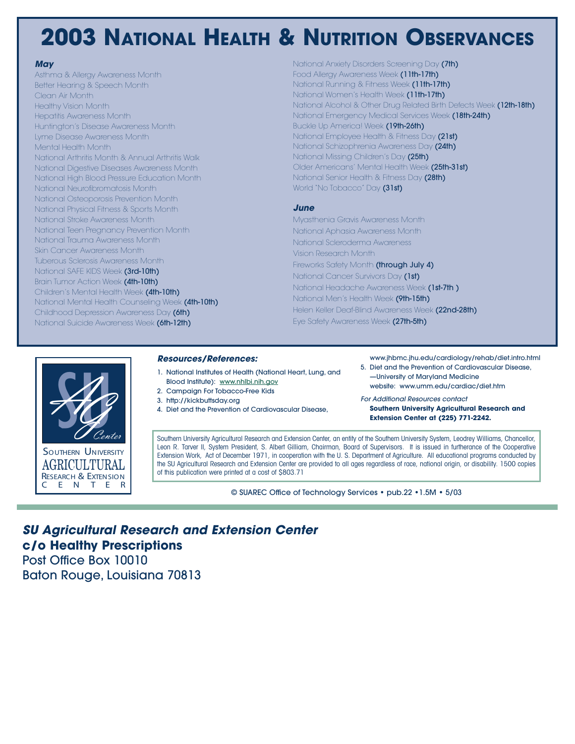# 2003 National Health & Nutrition Observances

### *May*

Asthma & Allergy Awareness Month
Better Hearing & Speech Month
Clean Air Month
Healthy Vision Month
Hepatitis Awareness Month
Huntington's Disease Awareness Month
Lyme Disease Awareness Month
Mental Health Month
National Arthritis Month & Annual Arthritis Walk
National Digestive Diseases Awareness Month
National High Blood Pressure Education Month
National Neurofibromatosis Month
National Osteoporosis Prevention Month
National Physical Fitness & Sports Month
National Stroke Awareness Month
National Teen Pregnancy Prevention Month
National Trauma Awareness Month
Skin Cancer Awareness Month
Tuberous Sclerosis Awareness Month
National SAFE KIDS Week **(3rd-10th)**
Brain Tumor Action Week **(4th-10th)**
Children's Mental Health Week **(4th-10th)**
National Mental Health Counseling Week **(4th-10th)**
Childhood Depression Awareness Day **(6th)**
National Suicide Awareness Week **(6th-12th)**
National Anxiety Disorders Screening Day **(7th)**
Food Allergy Awareness Week **(11th-17th)**
National Running & Fitness Week **(11th-17th)**
National Women's Health Week **(11th-17th)**
National Alcohol & Other Drug Related Birth Defects Week **(12th-18th)**
National Emergency Medical Services Week **(18th-24th)**
Buckle Up America! Week **(19th-26th)**
National Employee Health & Fitness Day **(21st)**
National Schizophrenia Awareness Day **(24th)**
National Missing Children's Day **(25th)**
Older Americans' Mental Health Week **(25th-31st)**
National Senior Health & Fitness Day **(28th)**
World "No Tobacco" Day **(31st)**

### *June*

Myasthenia Gravis Awareness Month
National Aphasia Awareness Month
National Scleroderma Awareness
Vision Research Month
Fireworks Safety Month **(through July 4)**
National Cancer Survivors Day **(1st)**
National Headache Awareness Week **(1st-7th )**
National Men's Health Week **(9th-15th)**
Helen Keller Deaf-Blind Awareness Week **(22nd-28th)**
Eye Safety Awareness Week **(27th-5th)**

SU AG Center

Southern University Agricultural Research & Extension Center

### *Resources/References:*

1. National Institutes of Health (National Heart, Lung, and Blood Institute): www.nhlbi.nih.gov
2. Campaign For Tobacco-Free Kids
3. http://kickbuttsday.org
4. Diet and the Prevention of Cardiovascular Disease, www.jhbmc.jhu.edu/cardiology/rehab/diet.intro.html
5. Diet and the Prevention of Cardiovascular Disease, —University of Maryland Medicine website: www.umm.edu/cardiac/diet.htm

*For Additional Resources contact*
**Southern University Agricultural Research and Extension Center at (225) 771-2242.**

Southern University Agricultural Research and Extension Center, an entity of the Southern University System, Leodrey Williams, Chancellor, Leon R. Tarver II, System President, S. Albert Gilliam, Chairman, Board of Supervisors. It is issued in furtherance of the Cooperative Extension Work, Act of December 1971, in cooperation with the U. S. Department of Agriculture. All educational programs conducted by the SU Agricultural Research and Extension Center are provided to all ages regardless of race, national origin, or disability. 1500 copies of this publication were printed at a cost of $803.71

© SUAREC Office of Technology Services • pub.22 •1.5M • 5/03

***SU Agricultural Research and Extension Center***
**c/o Healthy Prescriptions**
Post Office Box 10010
Baton Rouge, Louisiana 70813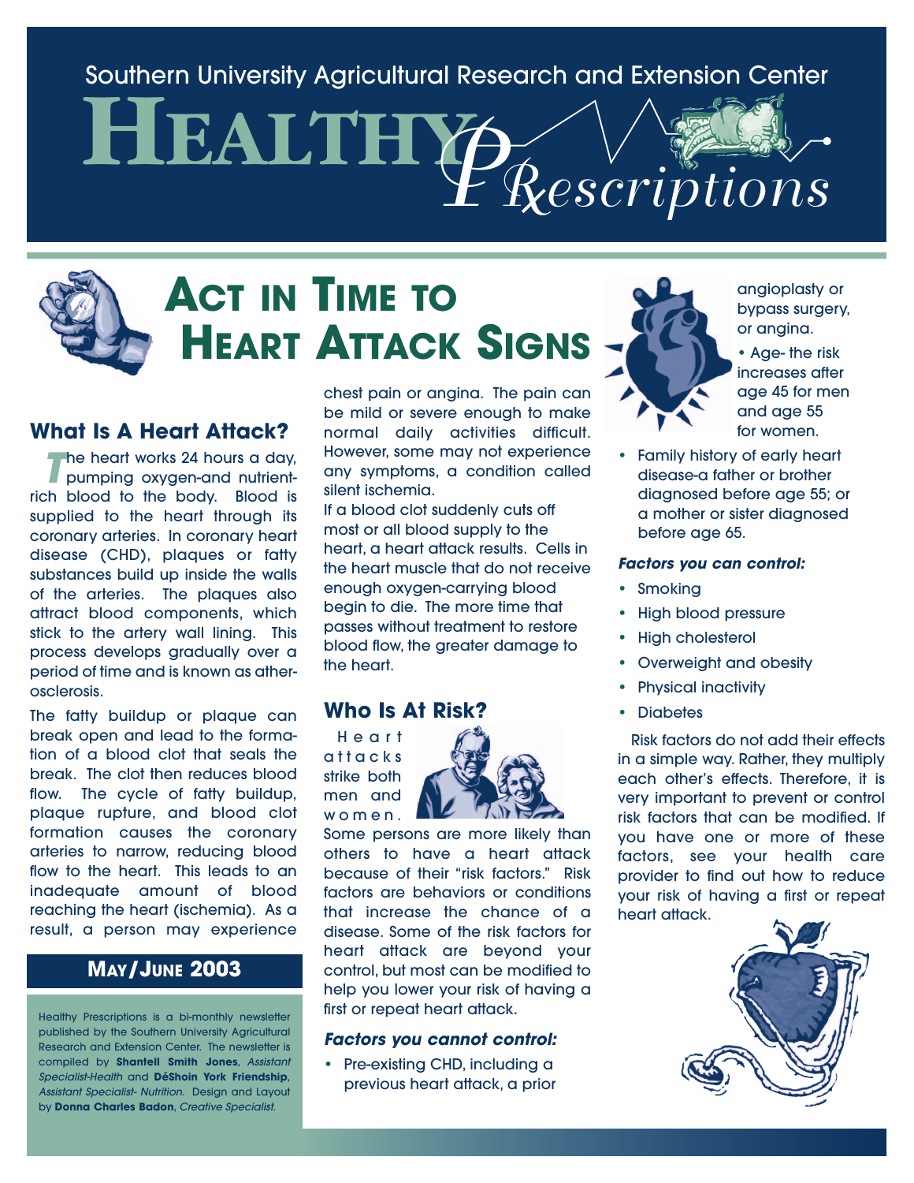Southern University Agricultural Research and Extension Center

# HEALTHY PRescriptions

## ACT IN TIME TO HEART ATTACK SIGNS

### What Is A Heart Attack?

The heart works 24 hours a day, pumping oxygen-and nutrient-rich blood to the body. Blood is supplied to the heart through its coronary arteries. In coronary heart disease (CHD), plaques or fatty substances build up inside the walls of the arteries. The plaques also attract blood components, which stick to the artery wall lining. This process develops gradually over a period of time and is known as atherosclerosis.

The fatty buildup or plaque can break open and lead to the formation of a blood clot that seals the break. The clot then reduces blood flow. The cycle of fatty buildup, plaque rupture, and blood clot formation causes the coronary arteries to narrow, reducing blood flow to the heart. This leads to an inadequate amount of blood reaching the heart (ischemia). As a result, a person may experience chest pain or angina. The pain can be mild or severe enough to make normal daily activities difficult. However, some may not experience any symptoms, a condition called silent ischemia.

If a blood clot suddenly cuts off most or all blood supply to the heart, a heart attack results. Cells in the heart muscle that do not receive enough oxygen-carrying blood begin to die. The more time that passes without treatment to restore blood flow, the greater damage to the heart.

**MAY/JUNE 2003**

Healthy Prescriptions is a bi-monthly newsletter published by the Southern University Agricultural Research and Extension Center. The newsletter is compiled by **Shantell Smith Jones**, *Assistant Specialist-Health* and **DéShoin York Friendship**, *Assistant Specialist- Nutrition.* Design and Layout by **Donna Charles Badon**, *Creative Specialist.*

### Who Is At Risk?

Heart attacks strike both men and women. Some persons are more likely than others to have a heart attack because of their "risk factors." Risk factors are behaviors or conditions that increase the chance of a disease. Some of the risk factors for heart attack are beyond your control, but most can be modified to help you lower your risk of having a first or repeat heart attack.

#### *Factors you cannot control:*

- Pre-existing CHD, including a previous heart attack, a prior angioplasty or bypass surgery, or angina.
- Age- the risk increases after age 45 for men and age 55 for women.
- Family history of early heart disease-a father or brother diagnosed before age 55; or a mother or sister diagnosed before age 65.

#### *Factors you can control:*

- Smoking
- High blood pressure
- High cholesterol
- Overweight and obesity
- Physical inactivity
- Diabetes

Risk factors do not add their effects in a simple way. Rather, they multiply each other's effects. Therefore, it is very important to prevent or control risk factors that can be modified. If you have one or more of these factors, see your health care provider to find out how to reduce your risk of having a first or repeat heart attack.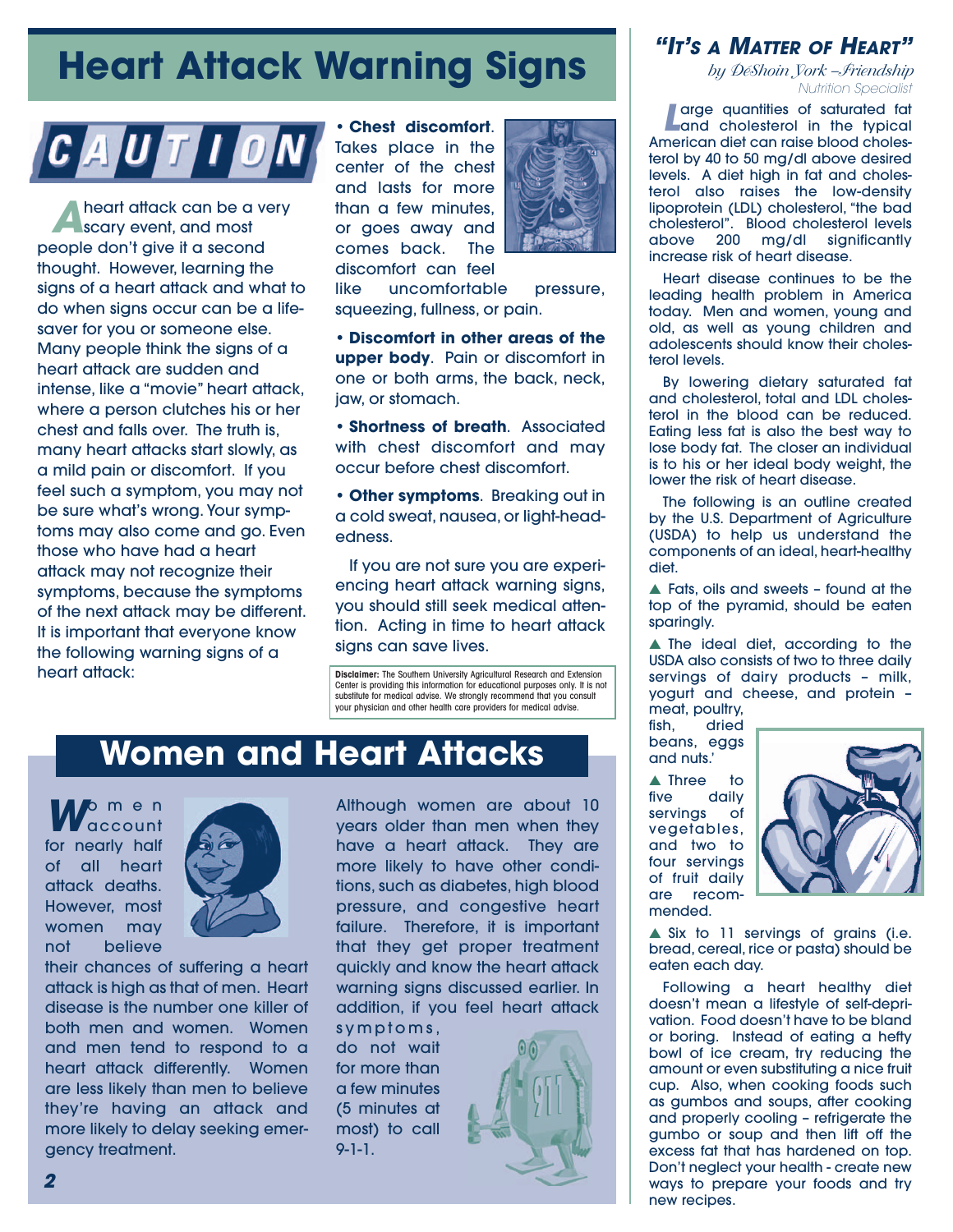# Heart Attack Warning Signs

CAUTION

A heart attack can be a very scary event, and most people don't give it a second thought. However, learning the signs of a heart attack and what to do when signs occur can be a life-saver for you or someone else. Many people think the signs of a heart attack are sudden and intense, like a "movie" heart attack, where a person clutches his or her chest and falls over. The truth is, many heart attacks start slowly, as a mild pain or discomfort. If you feel such a symptom, you may not be sure what's wrong. Your symptoms may also come and go. Even those who have had a heart attack may not recognize their symptoms, because the symptoms of the next attack may be different. It is important that everyone know the following warning signs of a heart attack:

- **Chest discomfort**. Takes place in the center of the chest and lasts for more than a few minutes, or goes away and comes back. The discomfort can feel like uncomfortable pressure, squeezing, fullness, or pain.
- **Discomfort in other areas of the upper body**. Pain or discomfort in one or both arms, the back, neck, jaw, or stomach.
- **Shortness of breath**. Associated with chest discomfort and may occur before chest discomfort.
- **Other symptoms**. Breaking out in a cold sweat, nausea, or light-headedness.

If you are not sure you are experiencing heart attack warning signs, you should still seek medical attention. Acting in time to heart attack signs can save lives.

**Disclaimer:** The Southern University Agricultural Research and Extension Center is providing this information for educational purposes only. It is not substitute for medical advise. We strongly recommend that you consult your physician and other health care providers for medical advise.

# Women and Heart Attacks

Women account for nearly half of all heart attack deaths. However, most women may not believe their chances of suffering a heart attack is high as that of men. Heart disease is the number one killer of both men and women. Women and men tend to respond to a heart attack differently. Women are less likely than men to believe they're having an attack and more likely to delay seeking emergency treatment.

Although women are about 10 years older than men when they have a heart attack. They are more likely to have other conditions, such as diabetes, high blood pressure, and congestive heart failure. Therefore, it is important that they get proper treatment quickly and know the heart attack warning signs discussed earlier. In addition, if you feel heart attack symptoms, do not wait for more than a few minutes (5 minutes at most) to call 9-1-1.

## *"It's a Matter of Heart"*

*by DéShoin York –Friendship Nutrition Specialist*

Large quantities of saturated fat and cholesterol in the typical American diet can raise blood cholesterol by 40 to 50 mg/dl above desired levels. A diet high in fat and cholesterol also raises the low-density lipoprotein (LDL) cholesterol, "the bad cholesterol". Blood cholesterol levels above 200 mg/dl significantly increase risk of heart disease.

Heart disease continues to be the leading health problem in America today. Men and women, young and old, as well as young children and adolescents should know their cholesterol levels.

By lowering dietary saturated fat and cholesterol, total and LDL cholesterol in the blood can be reduced. Eating less fat is also the best way to lose body fat. The closer an individual is to his or her ideal body weight, the lower the risk of heart disease.

The following is an outline created by the U.S. Department of Agriculture (USDA) to help us understand the components of an ideal, heart-healthy diet.

▲ Fats, oils and sweets – found at the top of the pyramid, should be eaten sparingly.

▲ The ideal diet, according to the USDA also consists of two to three daily servings of dairy products – milk, yogurt and cheese, and protein – meat, poultry, fish, dried beans, eggs and nuts.'

▲ Three to five daily servings of vegetables, and two to four servings of fruit daily are recommended.

▲ Six to 11 servings of grains (i.e. bread, cereal, rice or pasta) should be eaten each day.

Following a heart healthy diet doesn't mean a lifestyle of self-deprivation. Food doesn't have to be bland or boring. Instead of eating a hefty bowl of ice cream, try reducing the amount or even substituting a nice fruit cup. Also, when cooking foods such as gumbos and soups, after cooking and properly cooling – refrigerate the gumbo or soup and then lift off the excess fat that has hardened on top. Don't neglect your health - create new ways to prepare your foods and try new recipes.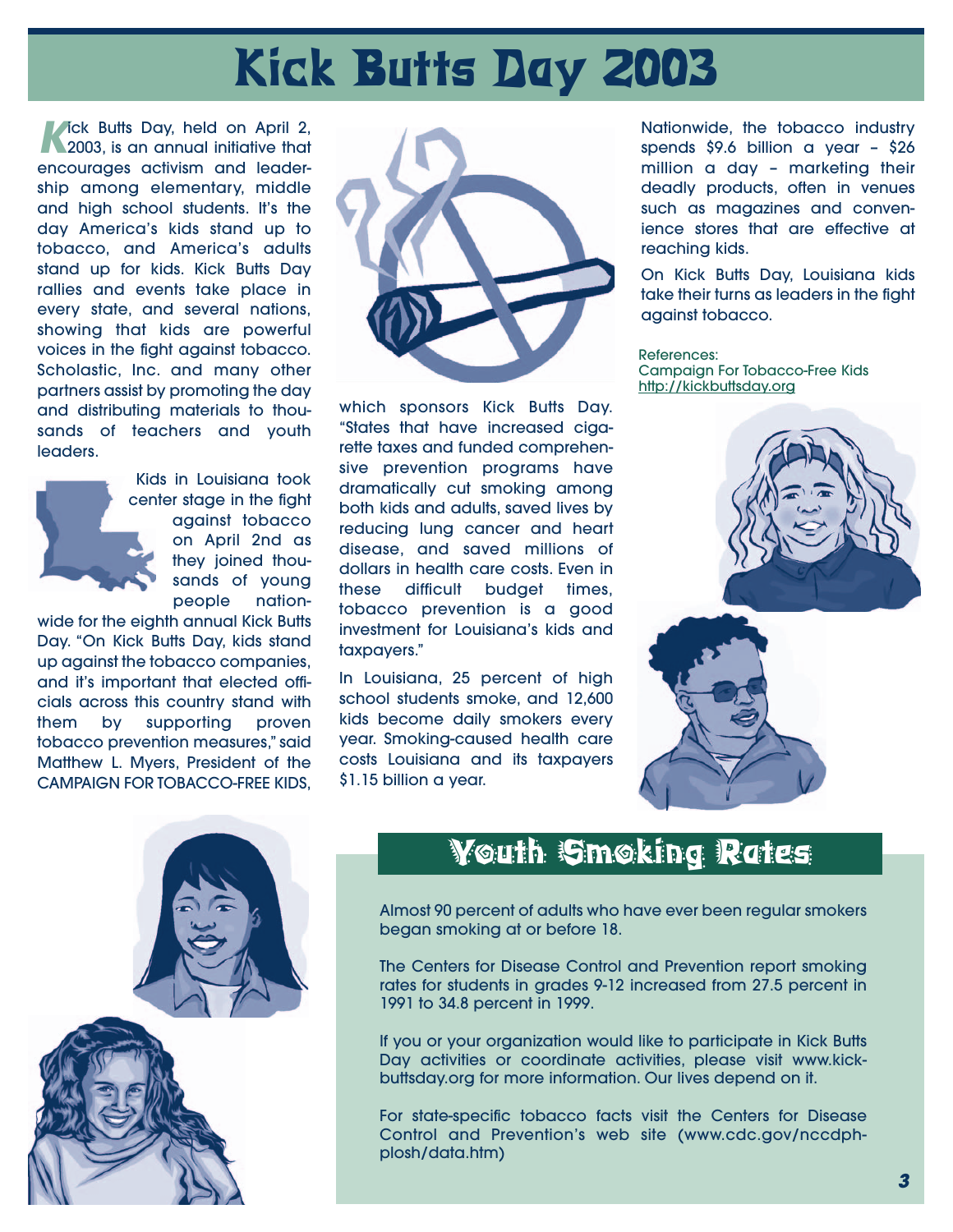# Kick Butts Day 2003

Kick Butts Day, held on April 2, 2003, is an annual initiative that encourages activism and leadership among elementary, middle and high school students. It's the day America's kids stand up to tobacco, and America's adults stand up for kids. Kick Butts Day rallies and events take place in every state, and several nations, showing that kids are powerful voices in the fight against tobacco. Scholastic, Inc. and many other partners assist by promoting the day and distributing materials to thousands of teachers and youth leaders.

Kids in Louisiana took center stage in the fight against tobacco on April 2nd as they joined thousands of young people nationwide for the eighth annual Kick Butts Day. "On Kick Butts Day, kids stand up against the tobacco companies, and it's important that elected officials across this country stand with them by supporting proven tobacco prevention measures," said Matthew L. Myers, President of the CAMPAIGN FOR TOBACCO-FREE KIDS, which sponsors Kick Butts Day. "States that have increased cigarette taxes and funded comprehensive prevention programs have dramatically cut smoking among both kids and adults, saved lives by reducing lung cancer and heart disease, and saved millions of dollars in health care costs. Even in these difficult budget times, tobacco prevention is a good investment for Louisiana's kids and taxpayers."

In Louisiana, 25 percent of high school students smoke, and 12,600 kids become daily smokers every year. Smoking-caused health care costs Louisiana and its taxpayers $1.15 billion a year.

Nationwide, the tobacco industry spends $9.6 billion a year – $26 million a day – marketing their deadly products, often in venues such as magazines and convenience stores that are effective at reaching kids.

On Kick Butts Day, Louisiana kids take their turns as leaders in the fight against tobacco.

References:
Campaign For Tobacco-Free Kids
http://kickbuttsday.org

## Youth Smoking Rates

Almost 90 percent of adults who have ever been regular smokers began smoking at or before 18.

The Centers for Disease Control and Prevention report smoking rates for students in grades 9-12 increased from 27.5 percent in 1991 to 34.8 percent in 1999.

If you or your organization would like to participate in Kick Butts Day activities or coordinate activities, please visit www.kickbuttsday.org for more information. Our lives depend on it.

For state-specific tobacco facts visit the Centers for Disease Control and Prevention's web site (www.cdc.gov/nccdphplosh/data.htm)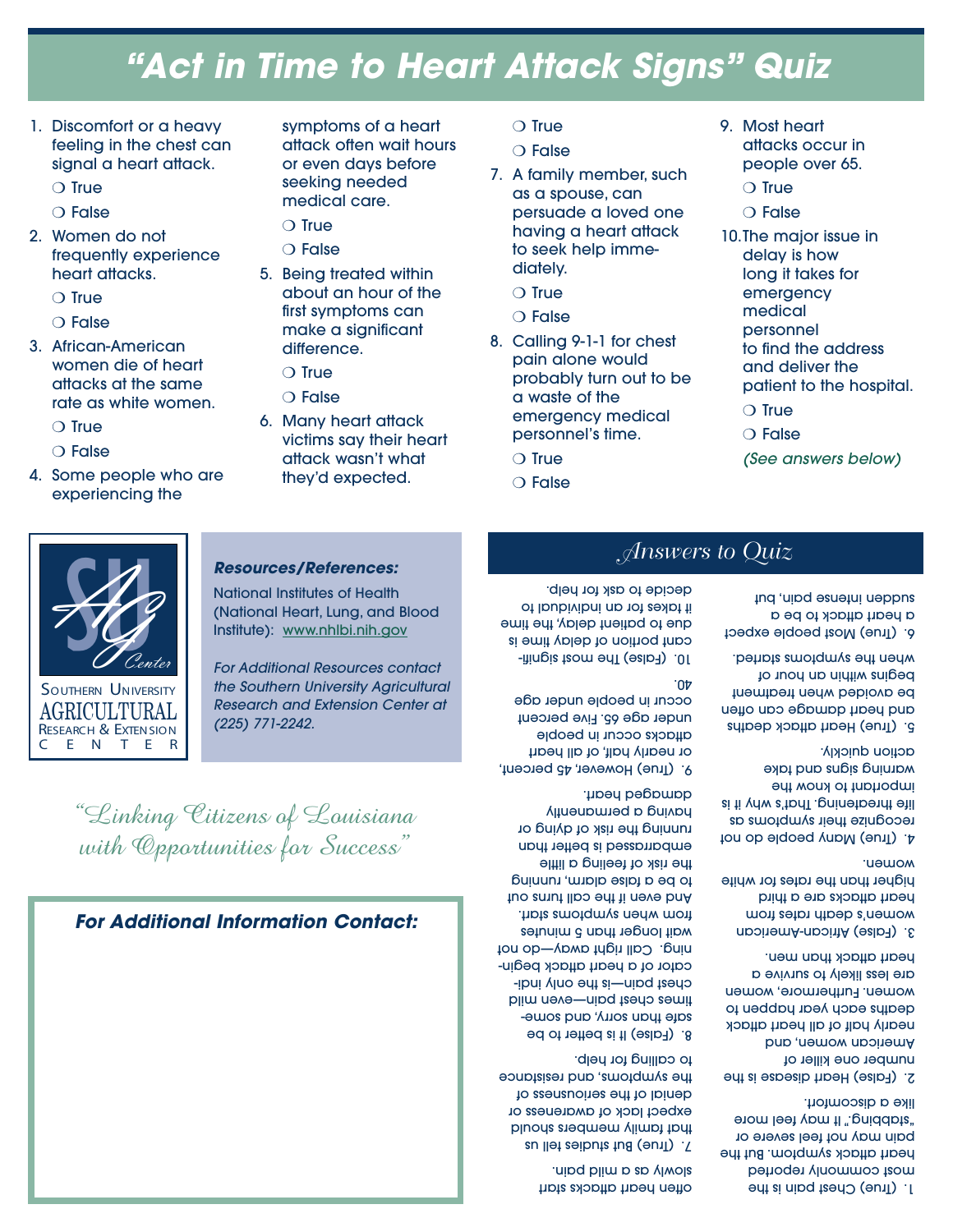# "Act in Time to Heart Attack Signs" Quiz

1. Discomfort or a heavy feeling in the chest can signal a heart attack.
   - ❍ True
   - ❍ False
2. Women do not frequently experience heart attacks.
   - ❍ True
   - ❍ False
3. African-American women die of heart attacks at the same rate as white women.
   - ❍ True
   - ❍ False
4. Some people who are experiencing the symptoms of a heart attack often wait hours or even days before seeking needed medical care.
   - ❍ True
   - ❍ False
5. Being treated within about an hour of the first symptoms can make a significant difference.
   - ❍ True
   - ❍ False
6. Many heart attack victims say their heart attack wasn't what they'd expected.
   - ❍ True
   - ❍ False
7. A family member, such as a spouse, can persuade a loved one having a heart attack to seek help immediately.
   - ❍ True
   - ❍ False
8. Calling 9-1-1 for chest pain alone would probably turn out to be a waste of the emergency medical personnel's time.
   - ❍ True
   - ❍ False
9. Most heart attacks occur in people over 65.
   - ❍ True
   - ❍ False
10. The major issue in delay is how long it takes for emergency medical personnel to find the address and deliver the patient to the hospital.
    - ❍ True
    - ❍ False

*(See answers below)*

SOUTHERN UNIVERSITY AGRICULTURAL RESEARCH & EXTENSION CENTER

***Resources/References:***

National Institutes of Health (National Heart, Lung, and Blood Institute): www.nhlbi.nih.gov

*For Additional Resources contact the Southern University Agricultural Research and Extension Center at (225) 771-2242.*

*"Linking Citizens of Louisiana with Opportunities for Success"*

***For Additional Information Contact:***

## *Answers to Quiz*

1. (True) Chest pain is the most commonly reported heart attack symptom. But the pain may not feel severe or "stabbing." It may feel more like a discomfort.
2. (False) Heart disease is the number one killer of American women, and nearly half of all heart attack deaths each year happen to women. Furthermore, women are less likely to survive a heart attack than men.
3. (False) African-American women's death rates from heart attacks are a third higher than the rates for white women.
4. (True) Many people do not recognize their symptoms as life threatening. That's why it is important to know the warning signs and take action quickly.
5. (True) Heart attack deaths and heart damage can often be avoided when treatment begins within an hour of when the symptoms started.
6. (True) Most people expect a heart attack to be a sudden intense pain, but often heart attacks start slowly as a mild pain.
7. (True) But studies tell us that family members should expect lack of awareness or denial of the seriousness of the symptoms, and resistance to calling for help.
8. (False) It is better to be safe than sorry, and sometimes chest pain—even mild chest pain—is the only indicator of a heart attack beginning. Call right away—do not wait longer than 5 minutes from when symptoms start. And even if the call turns out to be a false alarm, running the risk of feeling a little embarrassed is better than running the risk of dying or having a permanently damaged heart.
9. (True) However, 45 percent, or nearly half, of all heart attacks occur in people under age 65. Five percent occur in people under age 40.
10. (False) The most significant portion of delay time is due to patient delay, the time it takes for an individual to decide to ask for help.